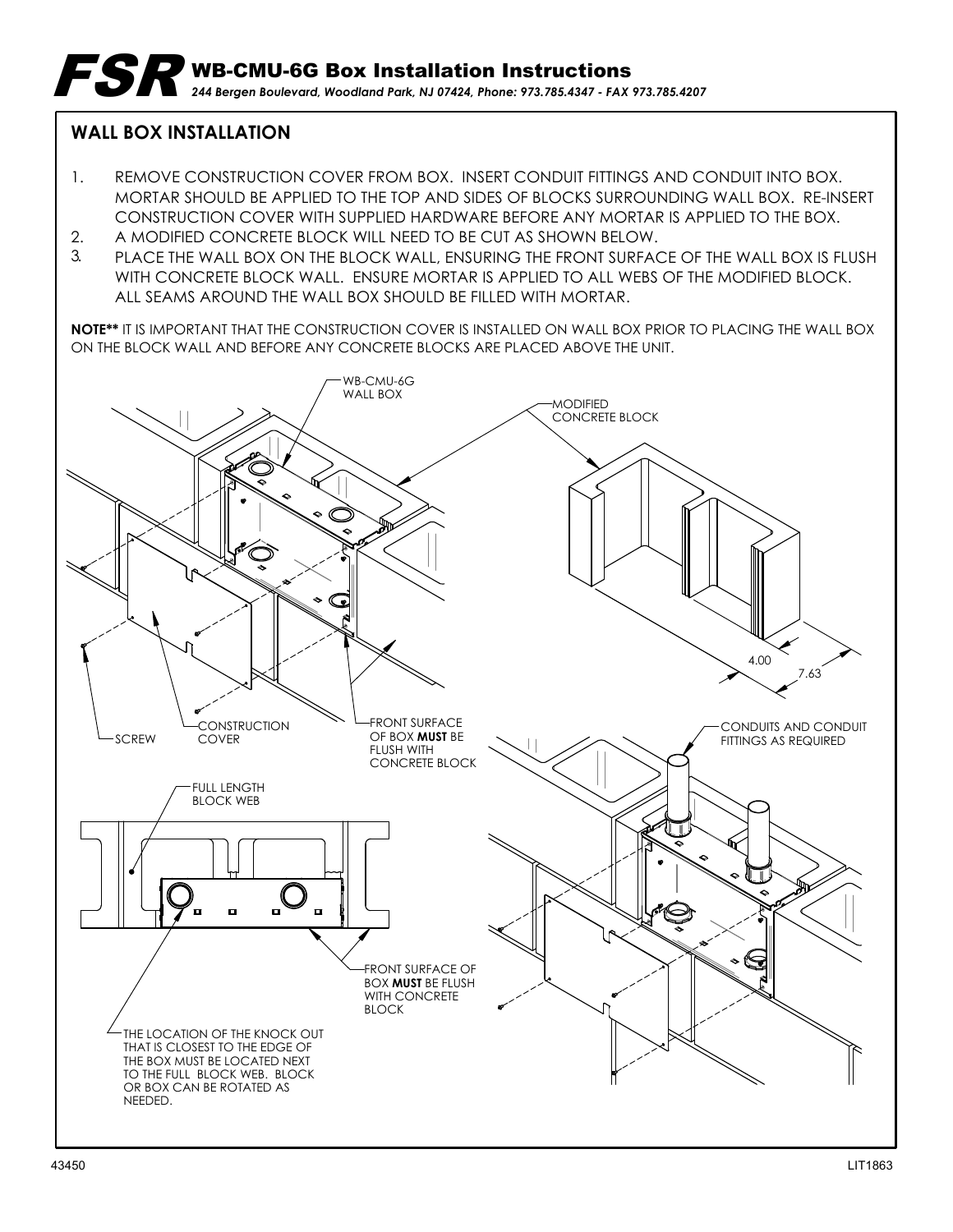# FSR WB-CMU-6G Box Installation Instructions

*244 Bergen Boulevard, Woodland Park, NJ 07424, Phone: 973.785.4347 - FAX 973.785.4207*

## WALL BOX INSTALLATION

1. REMOVE CONSTRUCTION COVER FROM BOX. INSERT CONDUIT FITTINGS AND CONDUIT INTO BOX. MORTAR SHOULD BE APPLIED TO THE TOP AND SIDES OF BLOCKS SURROUNDING WALL BOX. RE-INSERT CONSTRUCTION COVER WITH SUPPLIED HARDWARE BEFORE ANY MORTAR IS APPLIED TO THE BOX.
2. A MODIFIED CONCRETE BLOCK WILL NEED TO BE CUT AS SHOWN BELOW.
3. PLACE THE WALL BOX ON THE BLOCK WALL, ENSURING THE FRONT SURFACE OF THE WALL BOX IS FLUSH WITH CONCRETE BLOCK WALL. ENSURE MORTAR IS APPLIED TO ALL WEBS OF THE MODIFIED BLOCK. ALL SEAMS AROUND THE WALL BOX SHOULD BE FILLED WITH MORTAR.

**NOTE**** IT IS IMPORTANT THAT THE CONSTRUCTION COVER IS INSTALLED ON WALL BOX PRIOR TO PLACING THE WALL BOX ON THE BLOCK WALL AND BEFORE ANY CONCRETE BLOCKS ARE PLACED ABOVE THE UNIT.

WB-CMU-6G WALL BOX

MODIFIED CONCRETE BLOCK

4.00

7.63

SCREW

CONSTRUCTION COVER

FRONT SURFACE OF BOX **MUST** BE FLUSH WITH CONCRETE BLOCK

CONDUITS AND CONDUIT FITTINGS AS REQUIRED

FULL LENGTH BLOCK WEB

FRONT SURFACE OF BOX **MUST** BE FLUSH WITH CONCRETE BLOCK

THE LOCATION OF THE KNOCK OUT THAT IS CLOSEST TO THE EDGE OF THE BOX MUST BE LOCATED NEXT TO THE FULL BLOCK WEB. BLOCK OR BOX CAN BE ROTATED AS NEEDED.

43450 LIT1863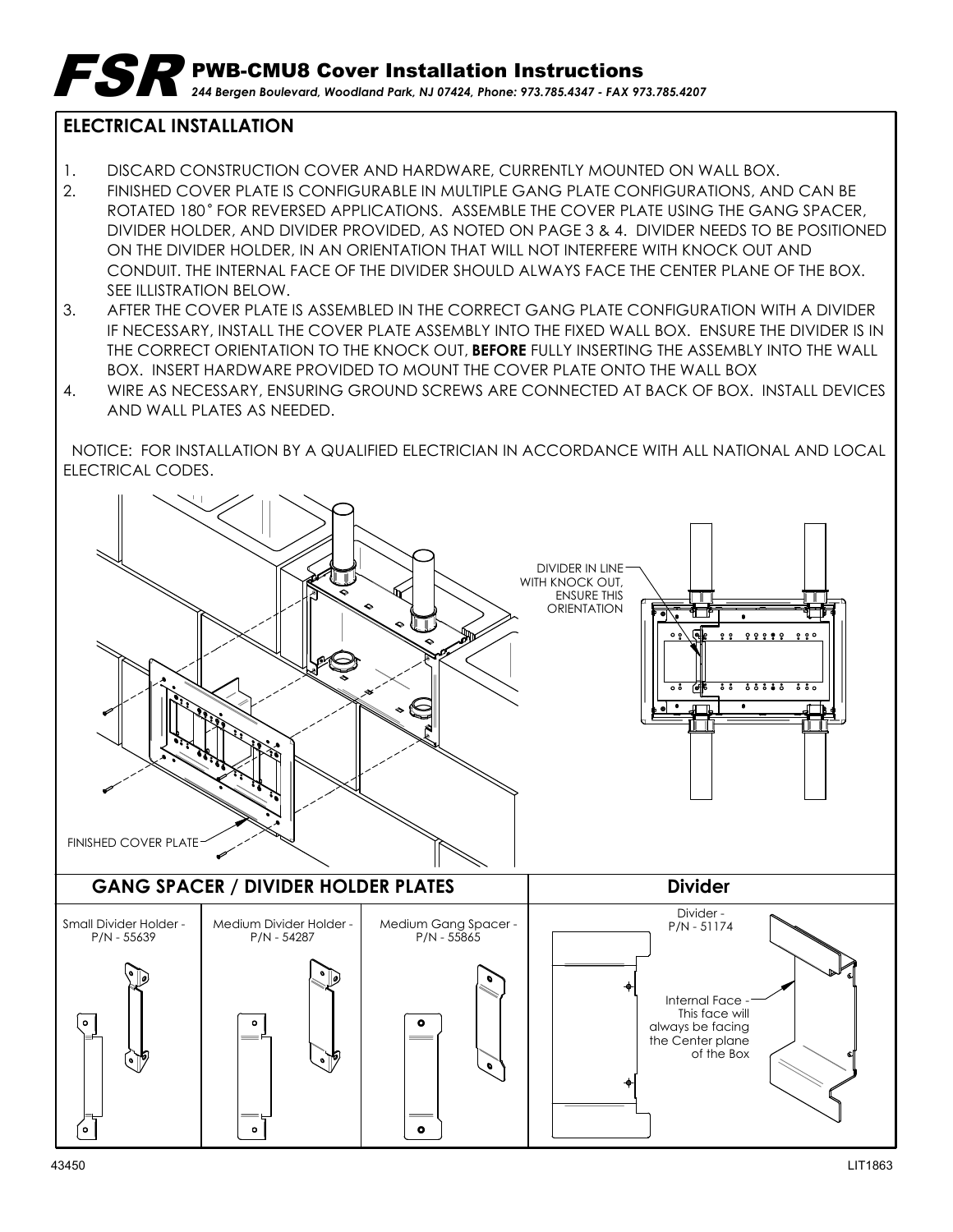# FSR PWB-CMU8 Cover Installation Instructions

*244 Bergen Boulevard, Woodland Park, NJ 07424, Phone: 973.785.4347 - FAX 973.785.4207*

## ELECTRICAL INSTALLATION

1. DISCARD CONSTRUCTION COVER AND HARDWARE, CURRENTLY MOUNTED ON WALL BOX.
2. FINISHED COVER PLATE IS CONFIGURABLE IN MULTIPLE GANG PLATE CONFIGURATIONS, AND CAN BE ROTATED 180˚ FOR REVERSED APPLICATIONS. ASSEMBLE THE COVER PLATE USING THE GANG SPACER, DIVIDER HOLDER, AND DIVIDER PROVIDED, AS NOTED ON PAGE 3 & 4. DIVIDER NEEDS TO BE POSITIONED ON THE DIVIDER HOLDER, IN AN ORIENTATION THAT WILL NOT INTERFERE WITH KNOCK OUT AND CONDUIT. THE INTERNAL FACE OF THE DIVIDER SHOULD ALWAYS FACE THE CENTER PLANE OF THE BOX. SEE ILLUSTRATION BELOW.
3. AFTER THE COVER PLATE IS ASSEMBLED IN THE CORRECT GANG PLATE CONFIGURATION WITH A DIVIDER IF NECESSARY, INSTALL THE COVER PLATE ASSEMBLY INTO THE FIXED WALL BOX. ENSURE THE DIVIDER IS IN THE CORRECT ORIENTATION TO THE KNOCK OUT, **BEFORE** FULLY INSERTING THE ASSEMBLY INTO THE WALL BOX. INSERT HARDWARE PROVIDED TO MOUNT THE COVER PLATE ONTO THE WALL BOX
4. WIRE AS NECESSARY, ENSURING GROUND SCREWS ARE CONNECTED AT BACK OF BOX. INSTALL DEVICES AND WALL PLATES AS NEEDED.

NOTICE: FOR INSTALLATION BY A QUALIFIED ELECTRICIAN IN ACCORDANCE WITH ALL NATIONAL AND LOCAL ELECTRICAL CODES.

FINISHED COVER PLATE

DIVIDER IN LINE WITH KNOCK OUT, ENSURE THIS ORIENTATION

| GANG SPACER / DIVIDER HOLDER PLATES | | | Divider |
|---|---|---|---|
| Small Divider Holder - P/N - 55639 | Medium Divider Holder - P/N - 54287 | Medium Gang Spacer - P/N - 55865 | Divider - P/N - 51174 |

Internal Face - This face will always be facing the Center plane of the Box

43450 LIT1863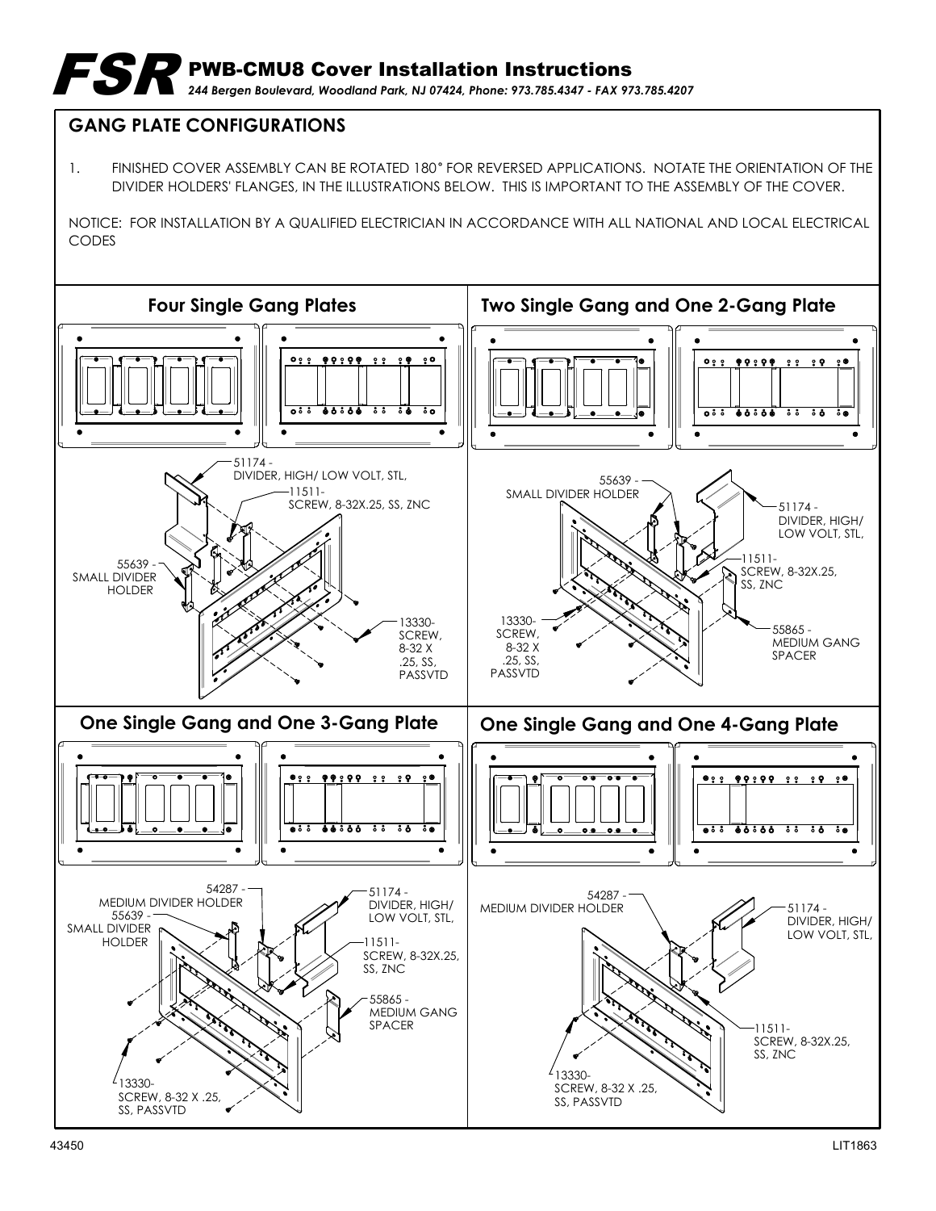# FSR PWB-CMU8 Cover Installation Instructions

*244 Bergen Boulevard, Woodland Park, NJ 07424, Phone: 973.785.4347 - FAX 973.785.4207*

## GANG PLATE CONFIGURATIONS

1. FINISHED COVER ASSEMBLY CAN BE ROTATED 180° FOR REVERSED APPLICATIONS. NOTATE THE ORIENTATION OF THE DIVIDER HOLDERS' FLANGES, IN THE ILLUSTRATIONS BELOW. THIS IS IMPORTANT TO THE ASSEMBLY OF THE COVER.

NOTICE: FOR INSTALLATION BY A QUALIFIED ELECTRICIAN IN ACCORDANCE WITH ALL NATIONAL AND LOCAL ELECTRICAL CODES

### Four Single Gang Plates

- 51174 - DIVIDER, HIGH/ LOW VOLT, STL,
- 11511- SCREW, 8-32X.25, SS, ZNC
- 55639 - SMALL DIVIDER HOLDER
- 13330- SCREW, 8-32 X .25, SS, PASSVTD

### Two Single Gang and One 2-Gang Plate

- 55639 - SMALL DIVIDER HOLDER
- 51174 - DIVIDER, HIGH/ LOW VOLT, STL,
- 11511- SCREW, 8-32X.25, SS, ZNC
- 13330- SCREW, 8-32 X .25, SS, PASSVTD
- 55865 - MEDIUM GANG SPACER

### One Single Gang and One 3-Gang Plate

- 54287 - MEDIUM DIVIDER HOLDER
- 55639 - SMALL DIVIDER HOLDER
- 51174 - DIVIDER, HIGH/ LOW VOLT, STL,
- 11511- SCREW, 8-32X.25, SS, ZNC
- 55865 - MEDIUM GANG SPACER
- 13330- SCREW, 8-32 X .25, SS, PASSVTD

### One Single Gang and One 4-Gang Plate

- 54287 - MEDIUM DIVIDER HOLDER
- 51174 - DIVIDER, HIGH/ LOW VOLT, STL,
- 11511- SCREW, 8-32X.25, SS, ZNC
- 13330- SCREW, 8-32 X .25, SS, PASSVTD

43450 LIT1863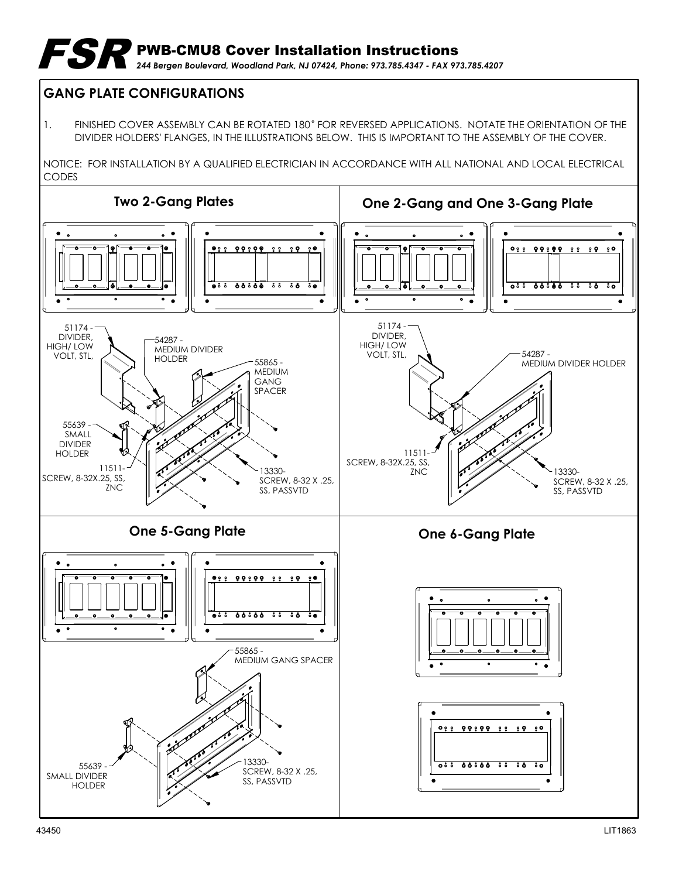# FSR PWB-CMU8 Cover Installation Instructions

*244 Bergen Boulevard, Woodland Park, NJ 07424, Phone: 973.785.4347 - FAX 973.785.4207*

## GANG PLATE CONFIGURATIONS

1. FINISHED COVER ASSEMBLY CAN BE ROTATED 180° FOR REVERSED APPLICATIONS. NOTATE THE ORIENTATION OF THE DIVIDER HOLDERS' FLANGES, IN THE ILLUSTRATIONS BELOW. THIS IS IMPORTANT TO THE ASSEMBLY OF THE COVER.

NOTICE: FOR INSTALLATION BY A QUALIFIED ELECTRICIAN IN ACCORDANCE WITH ALL NATIONAL AND LOCAL ELECTRICAL CODES

### Two 2-Gang Plates

51174 - DIVIDER, HIGH/ LOW VOLT, STL,

54287 - MEDIUM DIVIDER HOLDER

55865 - MEDIUM GANG SPACER

55639 - SMALL DIVIDER HOLDER

11511- SCREW, 8-32X.25, SS, ZNC

13330- SCREW, 8-32 X .25, SS, PASSVTD

### One 2-Gang and One 3-Gang Plate

51174 - DIVIDER, HIGH/ LOW VOLT, STL,

54287 - MEDIUM DIVIDER HOLDER

11511- SCREW, 8-32X.25, SS, ZNC

13330- SCREW, 8-32 X .25, SS, PASSVTD

### One 5-Gang Plate

55865 - MEDIUM GANG SPACER

55639 - SMALL DIVIDER HOLDER

13330- SCREW, 8-32 X .25, SS, PASSVTD

### One 6-Gang Plate

43450

LIT1863